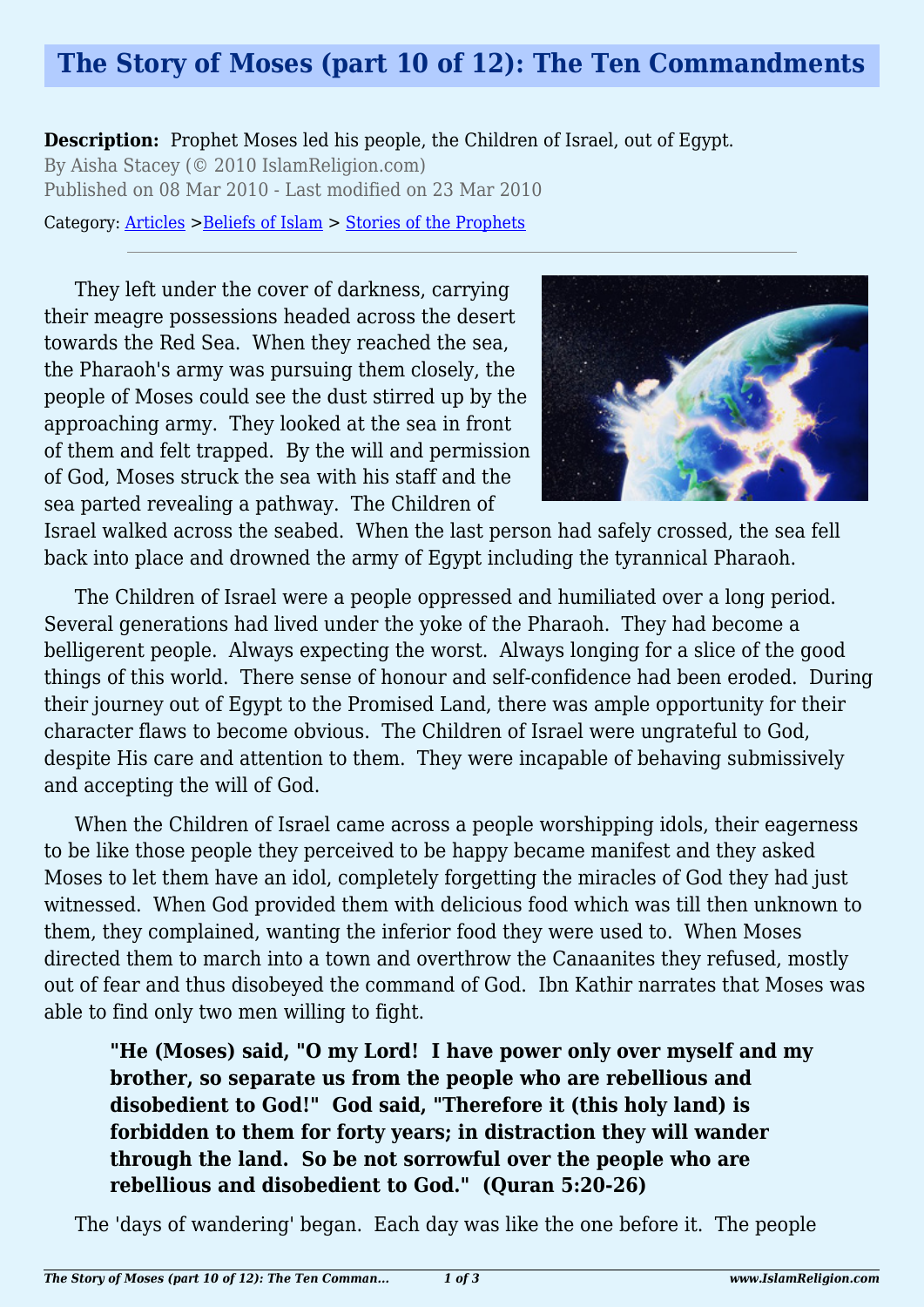# The Story of Moses (part 10 of 12): The Ten Commandments

**Description:** Prophet Moses led his people, the Children of Israel, out of Egypt.

By Aisha Stacey (© 2010 IslamReligion.com)

Published on 08 Mar 2010 - Last modified on 23 Mar 2010

Category: Articles >Beliefs of Islam > Stories of the Prophets

---

They left under the cover of darkness, carrying their meagre possessions headed across the desert towards the Red Sea. When they reached the sea, the Pharaoh's army was pursuing them closely, the people of Moses could see the dust stirred up by the approaching army. They looked at the sea in front of them and felt trapped. By the will and permission of God, Moses struck the sea with his staff and the sea parted revealing a pathway. The Children of Israel walked across the seabed. When the last person had safely crossed, the sea fell back into place and drowned the army of Egypt including the tyrannical Pharaoh.

The Children of Israel were a people oppressed and humiliated over a long period. Several generations had lived under the yoke of the Pharaoh. They had become a belligerent people. Always expecting the worst. Always longing for a slice of the good things of this world. There sense of honour and self-confidence had been eroded. During their journey out of Egypt to the Promised Land, there was ample opportunity for their character flaws to become obvious. The Children of Israel were ungrateful to God, despite His care and attention to them. They were incapable of behaving submissively and accepting the will of God.

When the Children of Israel came across a people worshipping idols, their eagerness to be like those people they perceived to be happy became manifest and they asked Moses to let them have an idol, completely forgetting the miracles of God they had just witnessed. When God provided them with delicious food which was till then unknown to them, they complained, wanting the inferior food they were used to. When Moses directed them to march into a town and overthrow the Canaanites they refused, mostly out of fear and thus disobeyed the command of God. Ibn Kathir narrates that Moses was able to find only two men willing to fight.

> **"He (Moses) said, "O my Lord! I have power only over myself and my brother, so separate us from the people who are rebellious and disobedient to God!" God said, "Therefore it (this holy land) is forbidden to them for forty years; in distraction they will wander through the land. So be not sorrowful over the people who are rebellious and disobedient to God." (Quran 5:20-26)**

The 'days of wandering' began. Each day was like the one before it. The people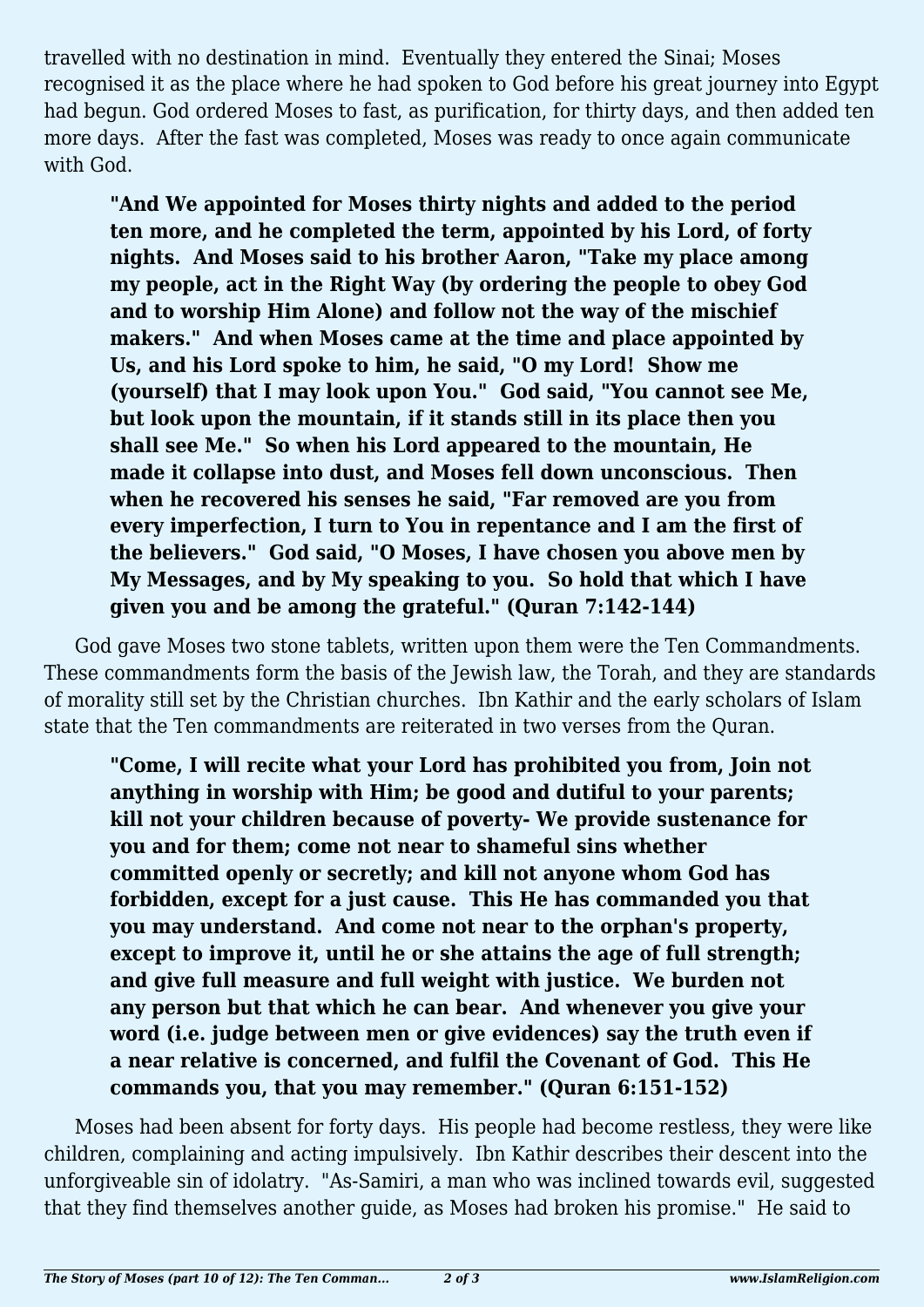travelled with no destination in mind. Eventually they entered the Sinai; Moses recognised it as the place where he had spoken to God before his great journey into Egypt had begun. God ordered Moses to fast, as purification, for thirty days, and then added ten more days. After the fast was completed, Moses was ready to once again communicate with God.

> **"And We appointed for Moses thirty nights and added to the period ten more, and he completed the term, appointed by his Lord, of forty nights. And Moses said to his brother Aaron, "Take my place among my people, act in the Right Way (by ordering the people to obey God and to worship Him Alone) and follow not the way of the mischief makers." And when Moses came at the time and place appointed by Us, and his Lord spoke to him, he said, "O my Lord! Show me (yourself) that I may look upon You." God said, "You cannot see Me, but look upon the mountain, if it stands still in its place then you shall see Me." So when his Lord appeared to the mountain, He made it collapse into dust, and Moses fell down unconscious. Then when he recovered his senses he said, "Far removed are you from every imperfection, I turn to You in repentance and I am the first of the believers." God said, "O Moses, I have chosen you above men by My Messages, and by My speaking to you. So hold that which I have given you and be among the grateful." (Quran 7:142-144)**

God gave Moses two stone tablets, written upon them were the Ten Commandments. These commandments form the basis of the Jewish law, the Torah, and they are standards of morality still set by the Christian churches. Ibn Kathir and the early scholars of Islam state that the Ten commandments are reiterated in two verses from the Quran.

> **"Come, I will recite what your Lord has prohibited you from, Join not anything in worship with Him; be good and dutiful to your parents; kill not your children because of poverty- We provide sustenance for you and for them; come not near to shameful sins whether committed openly or secretly; and kill not anyone whom God has forbidden, except for a just cause. This He has commanded you that you may understand. And come not near to the orphan's property, except to improve it, until he or she attains the age of full strength; and give full measure and full weight with justice. We burden not any person but that which he can bear. And whenever you give your word (i.e. judge between men or give evidences) say the truth even if a near relative is concerned, and fulfil the Covenant of God. This He commands you, that you may remember." (Quran 6:151-152)**

Moses had been absent for forty days. His people had become restless, they were like children, complaining and acting impulsively. Ibn Kathir describes their descent into the unforgiveable sin of idolatry. "As-Samiri, a man who was inclined towards evil, suggested that they find themselves another guide, as Moses had broken his promise." He said to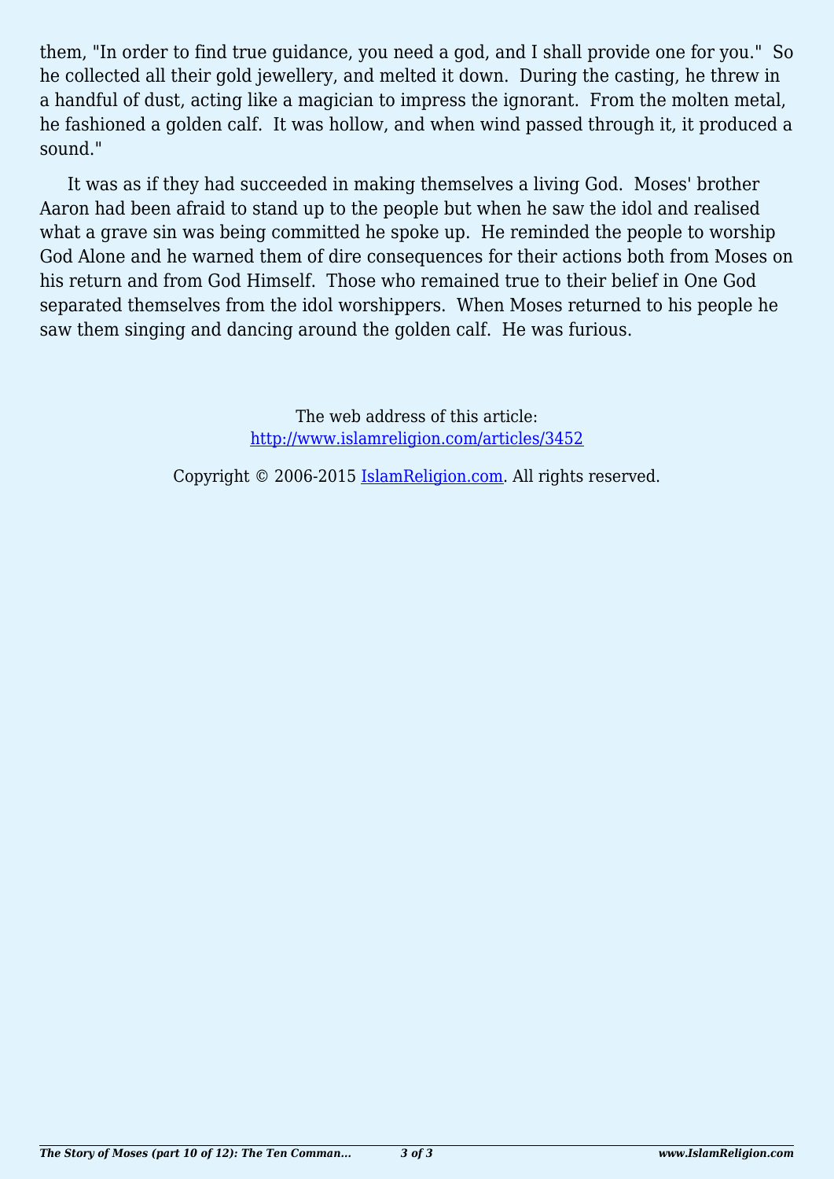them, "In order to find true guidance, you need a god, and I shall provide one for you." So he collected all their gold jewellery, and melted it down. During the casting, he threw in a handful of dust, acting like a magician to impress the ignorant. From the molten metal, he fashioned a golden calf. It was hollow, and when wind passed through it, it produced a sound."

It was as if they had succeeded in making themselves a living God. Moses' brother Aaron had been afraid to stand up to the people but when he saw the idol and realised what a grave sin was being committed he spoke up. He reminded the people to worship God Alone and he warned them of dire consequences for their actions both from Moses on his return and from God Himself. Those who remained true to their belief in One God separated themselves from the idol worshippers. When Moses returned to his people he saw them singing and dancing around the golden calf. He was furious.

The web address of this article:
[http://www.islamreligion.com/articles/3452](http://www.islamreligion.com/articles/3452)

Copyright © 2006-2015 [IslamReligion.com](http://www.islamreligion.com). All rights reserved.